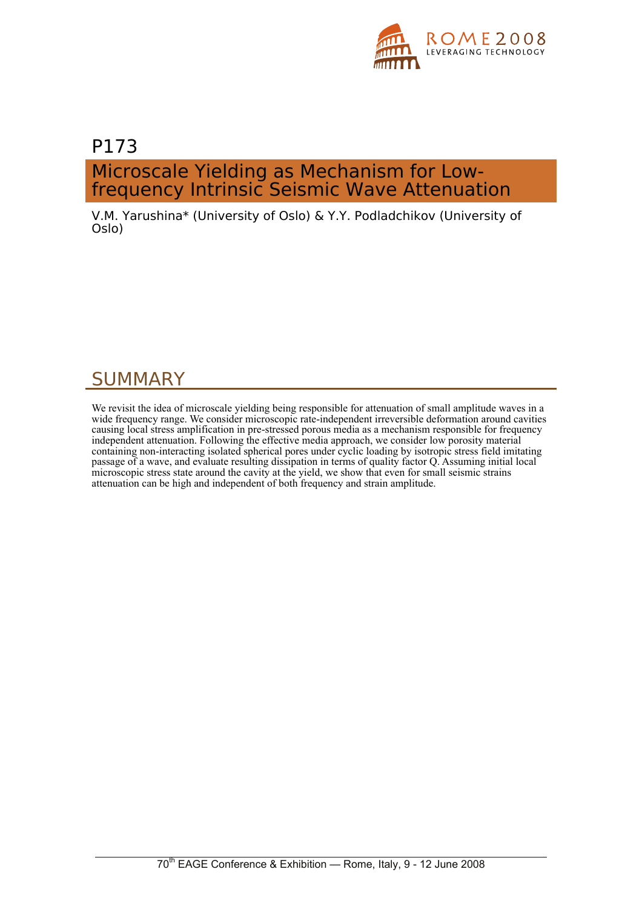# P173

## Microscale Yielding as Mechanism for Low-frequency Intrinsic Seismic Wave Attenuation

V.M. Yarushina* (University of Oslo) & Y.Y. Podladchikov (University of Oslo)

## SUMMARY

We revisit the idea of microscale yielding being responsible for attenuation of small amplitude waves in a wide frequency range. We consider microscopic rate-independent irreversible deformation around cavities causing local stress amplification in pre-stressed porous media as a mechanism responsible for frequency independent attenuation. Following the effective media approach, we consider low porosity material containing non-interacting isolated spherical pores under cyclic loading by isotropic stress field imitating passage of a wave, and evaluate resulting dissipation in terms of quality factor Q. Assuming initial local microscopic stress state around the cavity at the yield, we show that even for small seismic strains attenuation can be high and independent of both frequency and strain amplitude.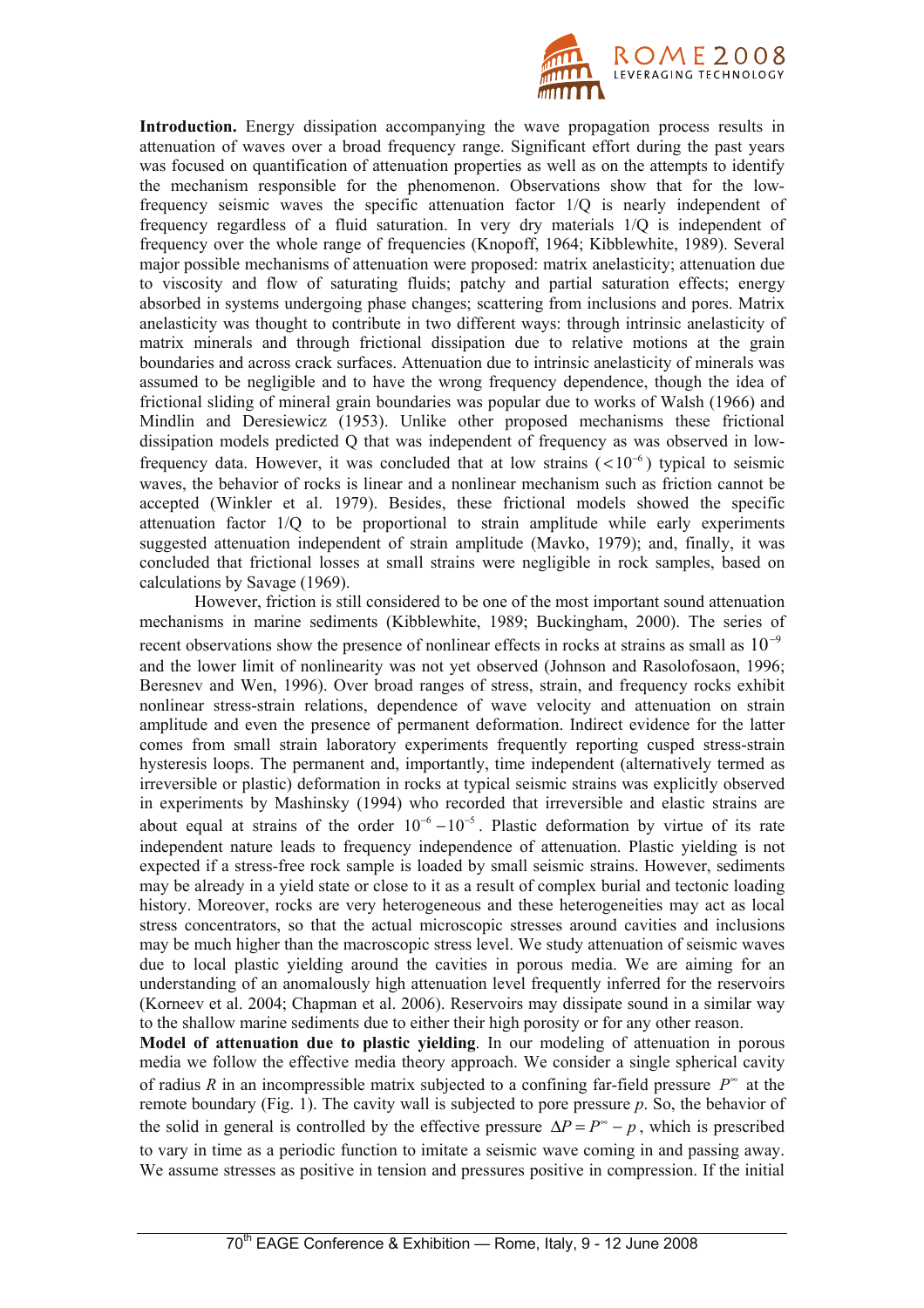**Introduction.** Energy dissipation accompanying the wave propagation process results in attenuation of waves over a broad frequency range. Significant effort during the past years was focused on quantification of attenuation properties as well as on the attempts to identify the mechanism responsible for the phenomenon. Observations show that for the low-frequency seismic waves the specific attenuation factor 1/Q is nearly independent of frequency regardless of a fluid saturation. In very dry materials 1/Q is independent of frequency over the whole range of frequencies (Knopoff, 1964; Kibblewhite, 1989). Several major possible mechanisms of attenuation were proposed: matrix anelasticity; attenuation due to viscosity and flow of saturating fluids; patchy and partial saturation effects; energy absorbed in systems undergoing phase changes; scattering from inclusions and pores. Matrix anelasticity was thought to contribute in two different ways: through intrinsic anelasticity of matrix minerals and through frictional dissipation due to relative motions at the grain boundaries and across crack surfaces. Attenuation due to intrinsic anelasticity of minerals was assumed to be negligible and to have the wrong frequency dependence, though the idea of frictional sliding of mineral grain boundaries was popular due to works of Walsh (1966) and Mindlin and Deresiewicz (1953). Unlike other proposed mechanisms these frictional dissipation models predicted Q that was independent of frequency as was observed in low-frequency data. However, it was concluded that at low strains ($<10^{-6}$) typical to seismic waves, the behavior of rocks is linear and a nonlinear mechanism such as friction cannot be accepted (Winkler et al. 1979). Besides, these frictional models showed the specific attenuation factor 1/Q to be proportional to strain amplitude while early experiments suggested attenuation independent of strain amplitude (Mavko, 1979); and, finally, it was concluded that frictional losses at small strains were negligible in rock samples, based on calculations by Savage (1969).

However, friction is still considered to be one of the most important sound attenuation mechanisms in marine sediments (Kibblewhite, 1989; Buckingham, 2000). The series of recent observations show the presence of nonlinear effects in rocks at strains as small as $10^{-9}$ and the lower limit of nonlinearity was not yet observed (Johnson and Rasolofosaon, 1996; Beresnev and Wen, 1996). Over broad ranges of stress, strain, and frequency rocks exhibit nonlinear stress-strain relations, dependence of wave velocity and attenuation on strain amplitude and even the presence of permanent deformation. Indirect evidence for the latter comes from small strain laboratory experiments frequently reporting cusped stress-strain hysteresis loops. The permanent and, importantly, time independent (alternatively termed as irreversible or plastic) deformation in rocks at typical seismic strains was explicitly observed in experiments by Mashinsky (1994) who recorded that irreversible and elastic strains are about equal at strains of the order $10^{-6}-10^{-5}$. Plastic deformation by virtue of its rate independent nature leads to frequency independence of attenuation. Plastic yielding is not expected if a stress-free rock sample is loaded by small seismic strains. However, sediments may be already in a yield state or close to it as a result of complex burial and tectonic loading history. Moreover, rocks are very heterogeneous and these heterogeneities may act as local stress concentrators, so that the actual microscopic stresses around cavities and inclusions may be much higher than the macroscopic stress level. We study attenuation of seismic waves due to local plastic yielding around the cavities in porous media. We are aiming for an understanding of an anomalously high attenuation level frequently inferred for the reservoirs (Korneev et al. 2004; Chapman et al. 2006). Reservoirs may dissipate sound in a similar way to the shallow marine sediments due to either their high porosity or for any other reason.

**Model of attenuation due to plastic yielding**. In our modeling of attenuation in porous media we follow the effective media theory approach. We consider a single spherical cavity of radius $R$ in an incompressible matrix subjected to a confining far-field pressure $P^{\infty}$ at the remote boundary (Fig. 1). The cavity wall is subjected to pore pressure $p$. So, the behavior of the solid in general is controlled by the effective pressure $\Delta P = P^{\infty} - p$, which is prescribed to vary in time as a periodic function to imitate a seismic wave coming in and passing away. We assume stresses as positive in tension and pressures positive in compression. If the initial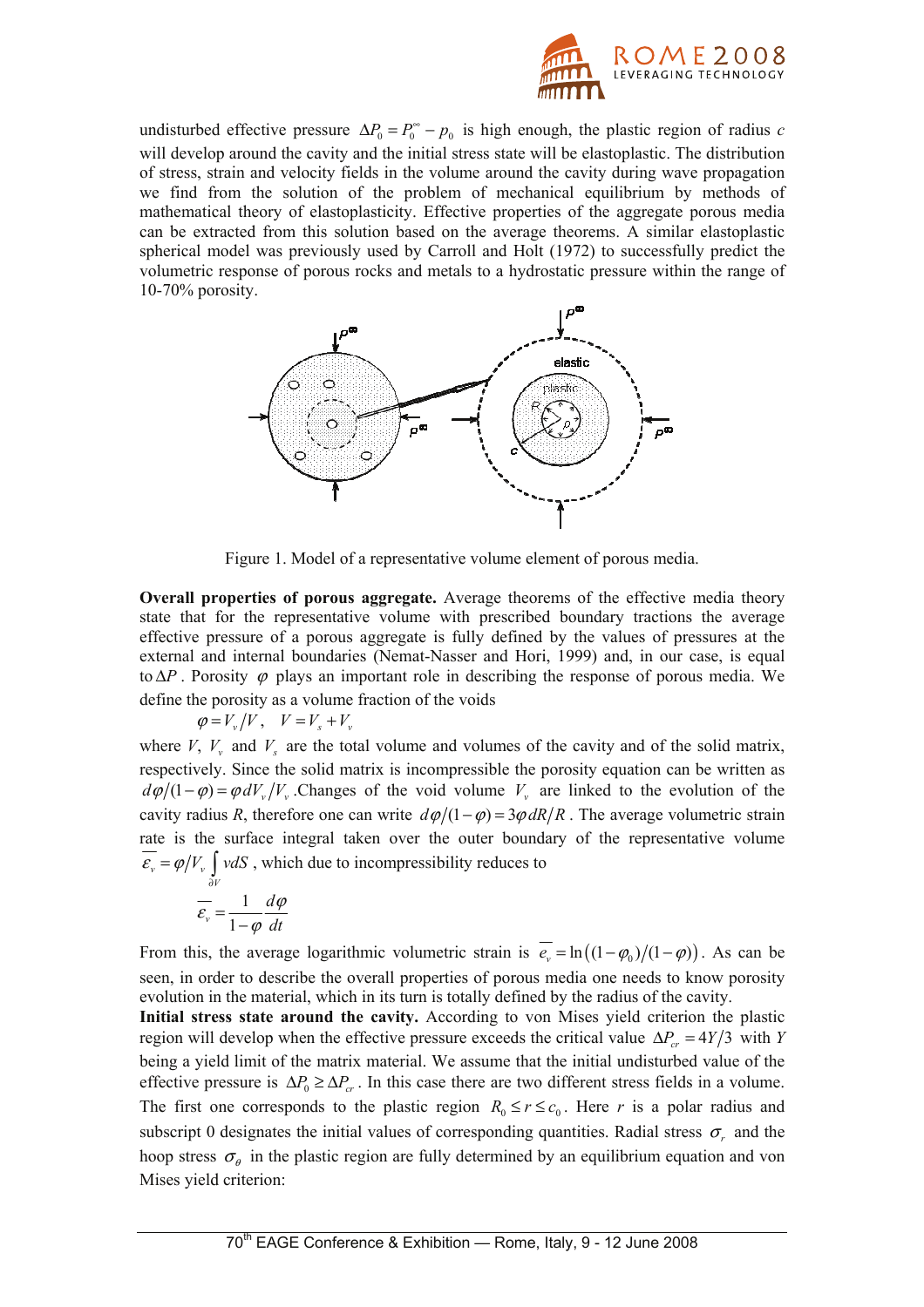undisturbed effective pressure $\Delta P_0 = P_0^\infty - p_0$ is high enough, the plastic region of radius $c$ will develop around the cavity and the initial stress state will be elastoplastic. The distribution of stress, strain and velocity fields in the volume around the cavity during wave propagation we find from the solution of the problem of mechanical equilibrium by methods of mathematical theory of elastoplasticity. Effective properties of the aggregate porous media can be extracted from this solution based on the average theorems. A similar elastoplastic spherical model was previously used by Carroll and Holt (1972) to successfully predict the volumetric response of porous rocks and metals to a hydrostatic pressure within the range of 10-70% porosity.

Figure 1. Model of a representative volume element of porous media.

**Overall properties of porous aggregate.** Average theorems of the effective media theory state that for the representative volume with prescribed boundary tractions the average effective pressure of a porous aggregate is fully defined by the values of pressures at the external and internal boundaries (Nemat-Nasser and Hori, 1999) and, in our case, is equal to $\Delta P$. Porosity $\varphi$ plays an important role in describing the response of porous media. We define the porosity as a volume fraction of the voids

$$\varphi = V_v / V, \quad V = V_s + V_v$$

where $V$, $V_v$ and $V_s$ are the total volume and volumes of the cavity and of the solid matrix, respectively. Since the solid matrix is incompressible the porosity equation can be written as $d\varphi/(1-\varphi) = \varphi dV_v/V_v$. Changes of the void volume $V_v$ are linked to the evolution of the cavity radius $R$, therefore one can write $d\varphi/(1-\varphi) = 3\varphi dR/R$. The average volumetric strain rate is the surface integral taken over the outer boundary of the representative volume $\overline{\dot{\varepsilon}_v} = \varphi/V_v \int_{\partial V} v dS$, which due to incompressibility reduces to

$$\overline{\dot{\varepsilon}_v} = \frac{1}{1-\varphi}\frac{d\varphi}{dt}$$

From this, the average logarithmic volumetric strain is $\overline{e_v} = \ln\left((1-\varphi_0)/(1-\varphi)\right)$. As can be seen, in order to describe the overall properties of porous media one needs to know porosity evolution in the material, which in its turn is totally defined by the radius of the cavity.

**Initial stress state around the cavity.** According to von Mises yield criterion the plastic region will develop when the effective pressure exceeds the critical value $\Delta P_{cr} = 4Y/3$ with $Y$ being a yield limit of the matrix material. We assume that the initial undisturbed value of the effective pressure is $\Delta P_0 \geq \Delta P_{cr}$. In this case there are two different stress fields in a volume. The first one corresponds to the plastic region $R_0 \leq r \leq c_0$. Here $r$ is a polar radius and subscript 0 designates the initial values of corresponding quantities. Radial stress $\sigma_r$ and the hoop stress $\sigma_\theta$ in the plastic region are fully determined by an equilibrium equation and von Mises yield criterion: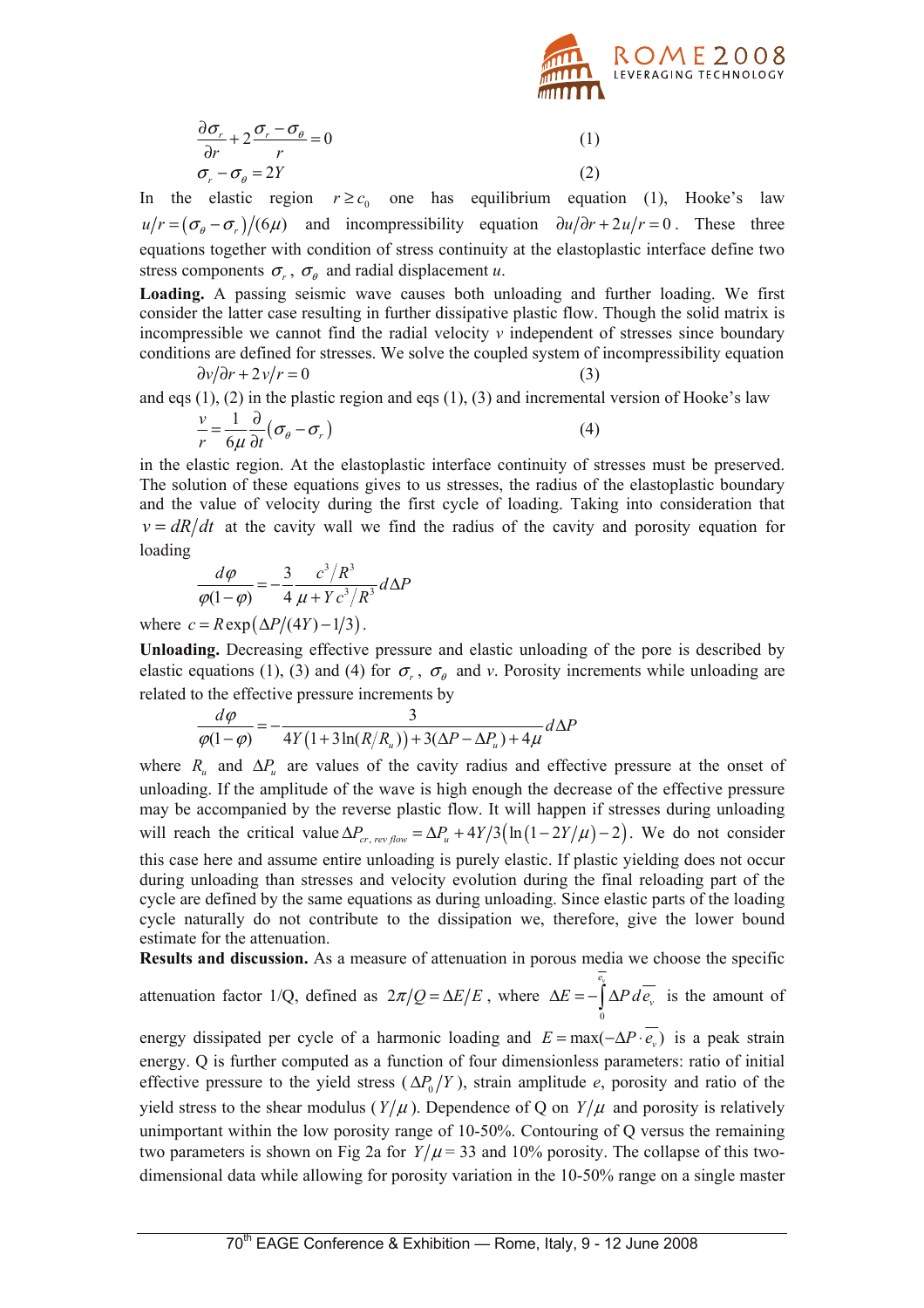$$\frac{\partial \sigma_r}{\partial r} + 2\frac{\sigma_r - \sigma_\theta}{r} = 0 \tag{1}$$

$$\sigma_r - \sigma_\theta = 2Y \tag{2}$$

In the elastic region $r \geq c_0$ one has equilibrium equation (1), Hooke's law $u/r = (\sigma_\theta - \sigma_r)/(6\mu)$ and incompressibility equation $\partial u/\partial r + 2u/r = 0$. These three equations together with condition of stress continuity at the elastoplastic interface define two stress components $\sigma_r$, $\sigma_\theta$ and radial displacement $u$.

**Loading.** A passing seismic wave causes both unloading and further loading. We first consider the latter case resulting in further dissipative plastic flow. Though the solid matrix is incompressible we cannot find the radial velocity $v$ independent of stresses since boundary conditions are defined for stresses. We solve the coupled system of incompressibility equation

$$\partial v/\partial r + 2v/r = 0 \tag{3}$$

and eqs (1), (2) in the plastic region and eqs (1), (3) and incremental version of Hooke's law

$$\frac{v}{r} = \frac{1}{6\mu}\frac{\partial}{\partial t}(\sigma_\theta - \sigma_r) \tag{4}$$

in the elastic region. At the elastoplastic interface continuity of stresses must be preserved. The solution of these equations gives to us stresses, the radius of the elastoplastic boundary and the value of velocity during the first cycle of loading. Taking into consideration that $v = dR/dt$ at the cavity wall we find the radius of the cavity and porosity equation for loading

$$\frac{d\varphi}{\varphi(1-\varphi)} = -\frac{3}{4}\frac{c^3/R^3}{\mu + Y c^3/R^3} d\Delta P$$

where $c = R\exp(\Delta P/(4Y) - 1/3)$.

**Unloading.** Decreasing effective pressure and elastic unloading of the pore is described by elastic equations (1), (3) and (4) for $\sigma_r$, $\sigma_\theta$ and $v$. Porosity increments while unloading are related to the effective pressure increments by

$$\frac{d\varphi}{\varphi(1-\varphi)} = -\frac{3}{4Y\left(1 + 3\ln(R/R_u)\right) + 3(\Delta P - \Delta P_u) + 4\mu} d\Delta P$$

where $R_u$ and $\Delta P_u$ are values of the cavity radius and effective pressure at the onset of unloading. If the amplitude of the wave is high enough the decrease of the effective pressure may be accompanied by the reverse plastic flow. It will happen if stresses during unloading will reach the critical value $\Delta P_{cr,\, rev\, flow} = \Delta P_u + 4Y/3\left(\ln(1 - 2Y/\mu) - 2\right)$. We do not consider this case here and assume entire unloading is purely elastic. If plastic yielding does not occur during unloading than stresses and velocity evolution during the final reloading part of the cycle are defined by the same equations as during unloading. Since elastic parts of the loading cycle naturally do not contribute to the dissipation we, therefore, give the lower bound estimate for the attenuation.

**Results and discussion.** As a measure of attenuation in porous media we choose the specific attenuation factor 1/Q, defined as $2\pi/Q = \Delta E/E$, where $\Delta E = -\int_0^{\overline{e_v}} \Delta P \, d\overline{e_v}$ is the amount of energy dissipated per cycle of a harmonic loading and $E = \max(-\Delta P \cdot \overline{e_v})$ is a peak strain energy. Q is further computed as a function of four dimensionless parameters: ratio of initial effective pressure to the yield stress ($\Delta P_0/Y$), strain amplitude $e$, porosity and ratio of the yield stress to the shear modulus ($Y/\mu$). Dependence of Q on $Y/\mu$ and porosity is relatively unimportant within the low porosity range of 10-50%. Contouring of Q versus the remaining two parameters is shown on Fig 2a for $Y/\mu$ = 33 and 10% porosity. The collapse of this two-dimensional data while allowing for porosity variation in the 10-50% range on a single master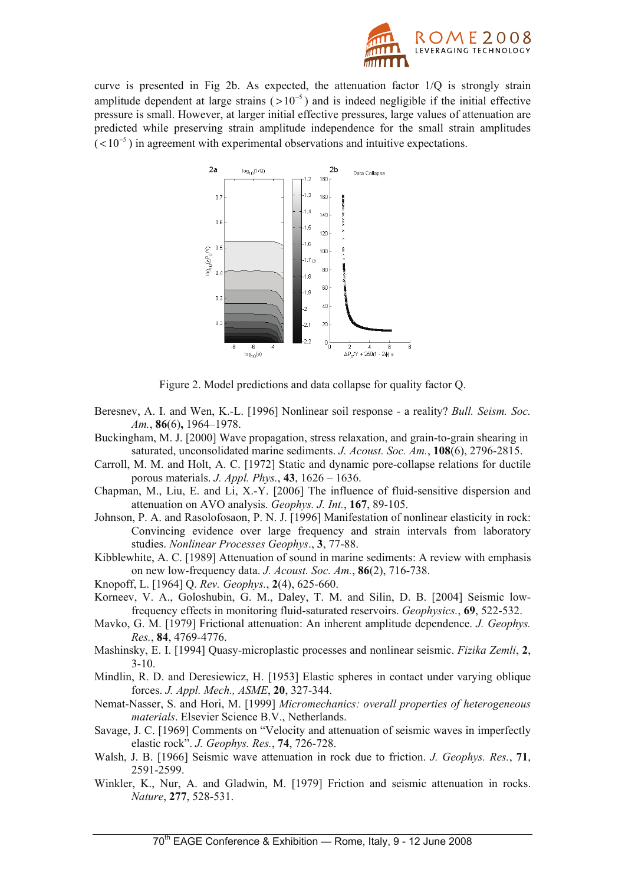curve is presented in Fig 2b. As expected, the attenuation factor 1/Q is strongly strain amplitude dependent at large strains ($>10^{-5}$) and is indeed negligible if the initial effective pressure is small. However, at larger initial effective pressures, large values of attenuation are predicted while preserving strain amplitude independence for the small strain amplitudes ($<10^{-5}$) in agreement with experimental observations and intuitive expectations.

2a

$\log_{10}(1/Q)$

0.7
0.6
0.5
0.4
0.3
0.2

$\log_{10}(\Delta P_0/Y)$

-8 -6 -4

$\log_{10}(e)$

-1.2
-1.3
-1.4
-1.5
-1.6
-1.7
-1.8
-1.9
-2
-2.1
-2.2

2b

Data Collapse

180
160
140
120
100
80
60
40
20
0

Q

0 2 4 6 8

$\Delta P_0/Y + 250(1-2\phi)\, e$

Figure 2. Model predictions and data collapse for quality factor Q.

Beresnev, A. I. and Wen, K.-L. [1996] Nonlinear soil response - a reality? *Bull. Seism. Soc. Am.*, **86**(6)**,** 1964–1978.

Buckingham, M. J. [2000] Wave propagation, stress relaxation, and grain-to-grain shearing in saturated, unconsolidated marine sediments. *J. Acoust. Soc. Am.*, **108**(6), 2796-2815.

Carroll, M. M. and Holt, A. C. [1972] Static and dynamic pore-collapse relations for ductile porous materials. *J. Appl. Phys.*, **43**, 1626 – 1636.

Chapman, M., Liu, E. and Li, X.-Y. [2006] The influence of fluid-sensitive dispersion and attenuation on AVO analysis. *Geophys. J. Int.*, **167**, 89-105.

Johnson, P. A. and Rasolofosaon, P. N. J. [1996] Manifestation of nonlinear elasticity in rock: Convincing evidence over large frequency and strain intervals from laboratory studies. *Nonlinear Processes Geophys*., **3**, 77-88.

Kibblewhite, A. C. [1989] Attenuation of sound in marine sediments: A review with emphasis on new low-frequency data. *J. Acoust. Soc. Am.*, **86**(2), 716-738.

Knopoff, L. [1964] Q. *Rev. Geophys.*, **2**(4), 625-660.

Korneev, V. A., Goloshubin, G. M., Daley, T. M. and Silin, D. B. [2004] Seismic low-frequency effects in monitoring fluid-saturated reservoirs. *Geophysics.*, **69**, 522-532.

Mavko, G. M. [1979] Frictional attenuation: An inherent amplitude dependence. *J. Geophys. Res.*, **84**, 4769-4776.

Mashinsky, E. I. [1994] Quasy-microplastic processes and nonlinear seismic. *Fizika Zemli*, **2**, 3-10.

Mindlin, R. D. and Deresiewicz, H. [1953] Elastic spheres in contact under varying oblique forces. *J. Appl. Mech., ASME*, **20**, 327-344.

Nemat-Nasser, S. and Hori, M. [1999] *Micromechanics: overall properties of heterogeneous materials*. Elsevier Science B.V., Netherlands.

Savage, J. C. [1969] Comments on "Velocity and attenuation of seismic waves in imperfectly elastic rock". *J. Geophys. Res.*, **74**, 726-728.

Walsh, J. B. [1966] Seismic wave attenuation in rock due to friction. *J. Geophys. Res.*, **71**, 2591-2599.

Winkler, K., Nur, A. and Gladwin, M. [1979] Friction and seismic attenuation in rocks. *Nature*, **277**, 528-531.